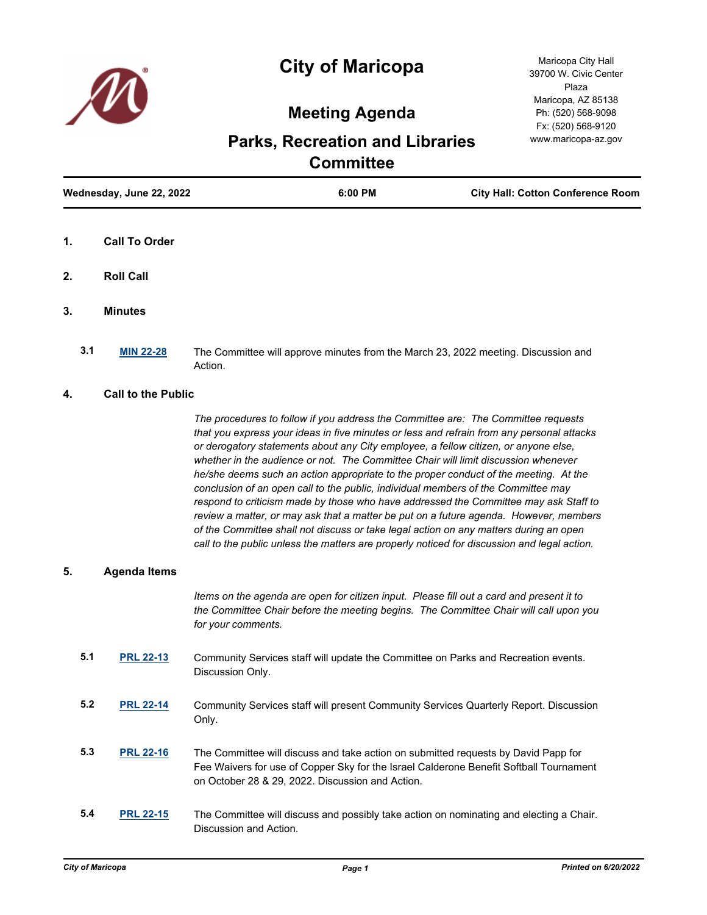# City of Maricopa

## Meeting Agenda

## Parks, Recreation and Libraries Committee

Maricopa City Hall
39700 W. Civic Center Plaza
Maricopa, AZ 85138
Ph: (520) 568-9098
Fx: (520) 568-9120
www.maricopa-az.gov

**Wednesday, June 22, 2022** | **6:00 PM** | **City Hall: Cotton Conference Room**

---

**1. Call To Order**

**2. Roll Call**

**3. Minutes**

**3.1** **MIN 22-28** The Committee will approve minutes from the March 23, 2022 meeting. Discussion and Action.

**4. Call to the Public**

*The procedures to follow if you address the Committee are: The Committee requests that you express your ideas in five minutes or less and refrain from any personal attacks or derogatory statements about any City employee, a fellow citizen, or anyone else, whether in the audience or not. The Committee Chair will limit discussion whenever he/she deems such an action appropriate to the proper conduct of the meeting. At the conclusion of an open call to the public, individual members of the Committee may respond to criticism made by those who have addressed the Committee may ask Staff to review a matter, or may ask that a matter be put on a future agenda. However, members of the Committee shall not discuss or take legal action on any matters during an open call to the public unless the matters are properly noticed for discussion and legal action.*

**5. Agenda Items**

*Items on the agenda are open for citizen input. Please fill out a card and present it to the Committee Chair before the meeting begins. The Committee Chair will call upon you for your comments.*

**5.1** **PRL 22-13** Community Services staff will update the Committee on Parks and Recreation events. Discussion Only.

**5.2** **PRL 22-14** Community Services staff will present Community Services Quarterly Report. Discussion Only.

**5.3** **PRL 22-16** The Committee will discuss and take action on submitted requests by David Papp for Fee Waivers for use of Copper Sky for the Israel Calderone Benefit Softball Tournament on October 28 & 29, 2022. Discussion and Action.

**5.4** **PRL 22-15** The Committee will discuss and possibly take action on nominating and electing a Chair. Discussion and Action.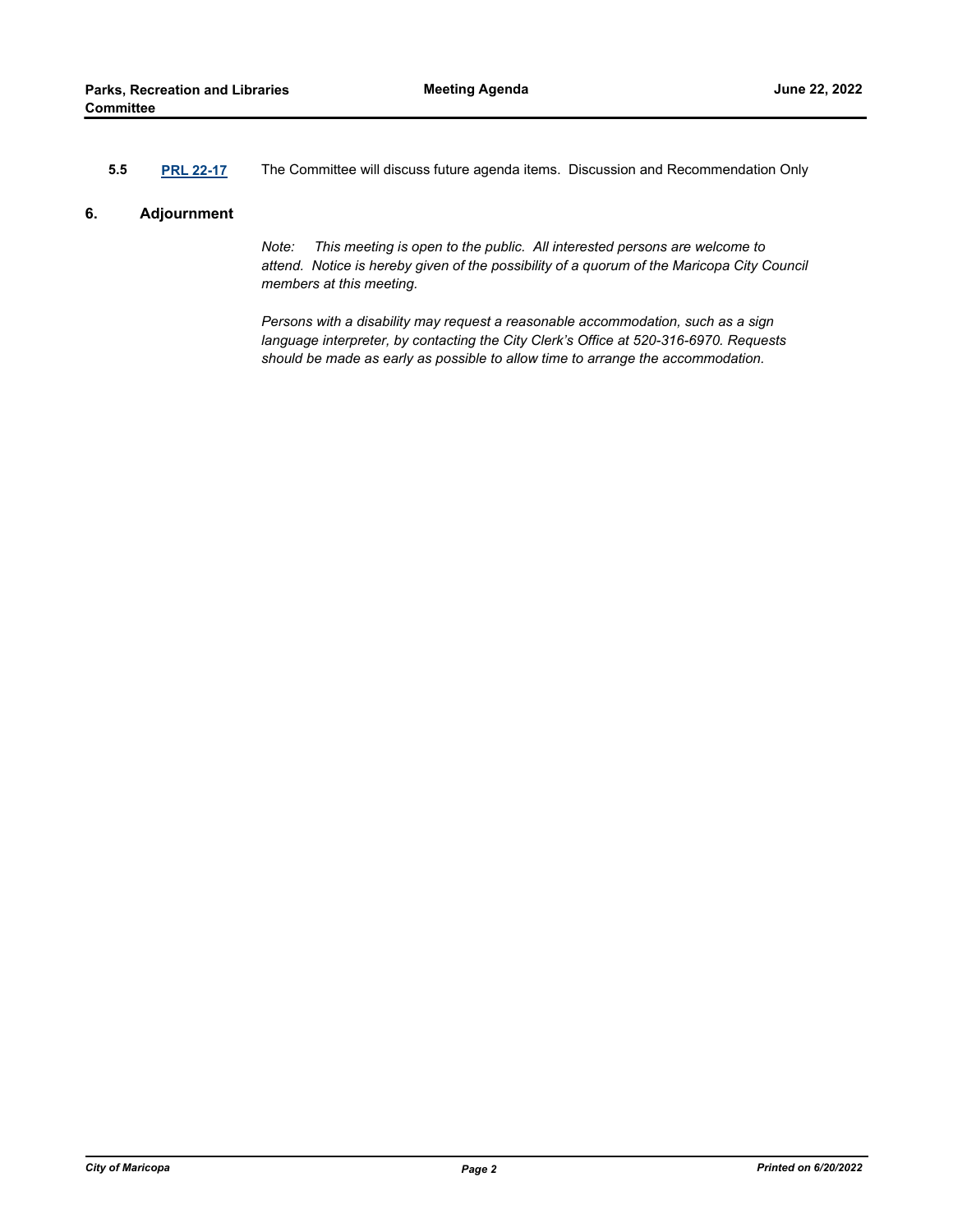**5.5** **PRL 22-17** The Committee will discuss future agenda items. Discussion and Recommendation Only

## 6. Adjournment

*Note: This meeting is open to the public. All interested persons are welcome to attend. Notice is hereby given of the possibility of a quorum of the Maricopa City Council members at this meeting.*

*Persons with a disability may request a reasonable accommodation, such as a sign language interpreter, by contacting the City Clerk's Office at 520-316-6970. Requests should be made as early as possible to allow time to arrange the accommodation.*